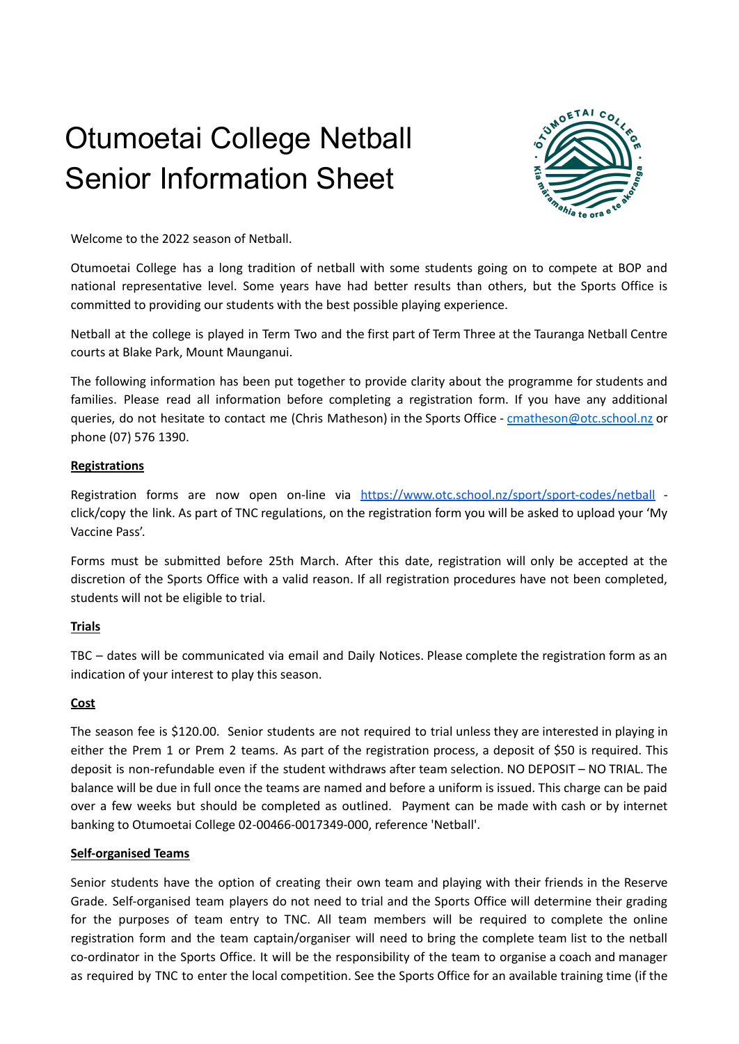# Otumoetai College Netball Senior Information Sheet

Welcome to the 2022 season of Netball.

Otumoetai College has a long tradition of netball with some students going on to compete at BOP and national representative level. Some years have had better results than others, but the Sports Office is committed to providing our students with the best possible playing experience.

Netball at the college is played in Term Two and the first part of Term Three at the Tauranga Netball Centre courts at Blake Park, Mount Maunganui.

The following information has been put together to provide clarity about the programme for students and families. Please read all information before completing a registration form. If you have any additional queries, do not hesitate to contact me (Chris Matheson) in the Sports Office - [cmatheson@otc.school.nz](mailto:cmatheson@otc.school.nz) or phone (07) 576 1390.

**<u>Registrations</u>**

Registration forms are now open on-line via [https://www.otc.school.nz/sport/sport-codes/netball](https://www.otc.school.nz/sport/sport-codes/netball) - click/copy the link. As part of TNC regulations, on the registration form you will be asked to upload your 'My Vaccine Pass'.

Forms must be submitted before 25th March. After this date, registration will only be accepted at the discretion of the Sports Office with a valid reason. If all registration procedures have not been completed, students will not be eligible to trial.

**<u>Trials</u>**

TBC – dates will be communicated via email and Daily Notices. Please complete the registration form as an indication of your interest to play this season.

**<u>Cost</u>**

The season fee is $120.00. Senior students are not required to trial unless they are interested in playing in either the Prem 1 or Prem 2 teams. As part of the registration process, a deposit of $50 is required. This deposit is non-refundable even if the student withdraws after team selection. NO DEPOSIT – NO TRIAL. The balance will be due in full once the teams are named and before a uniform is issued. This charge can be paid over a few weeks but should be completed as outlined. Payment can be made with cash or by internet banking to Otumoetai College 02-00466-0017349-000, reference 'Netball'.

**<u>Self-organised Teams</u>**

Senior students have the option of creating their own team and playing with their friends in the Reserve Grade. Self-organised team players do not need to trial and the Sports Office will determine their grading for the purposes of team entry to TNC. All team members will be required to complete the online registration form and the team captain/organiser will need to bring the complete team list to the netball co-ordinator in the Sports Office. It will be the responsibility of the team to organise a coach and manager as required by TNC to enter the local competition. See the Sports Office for an available training time (if the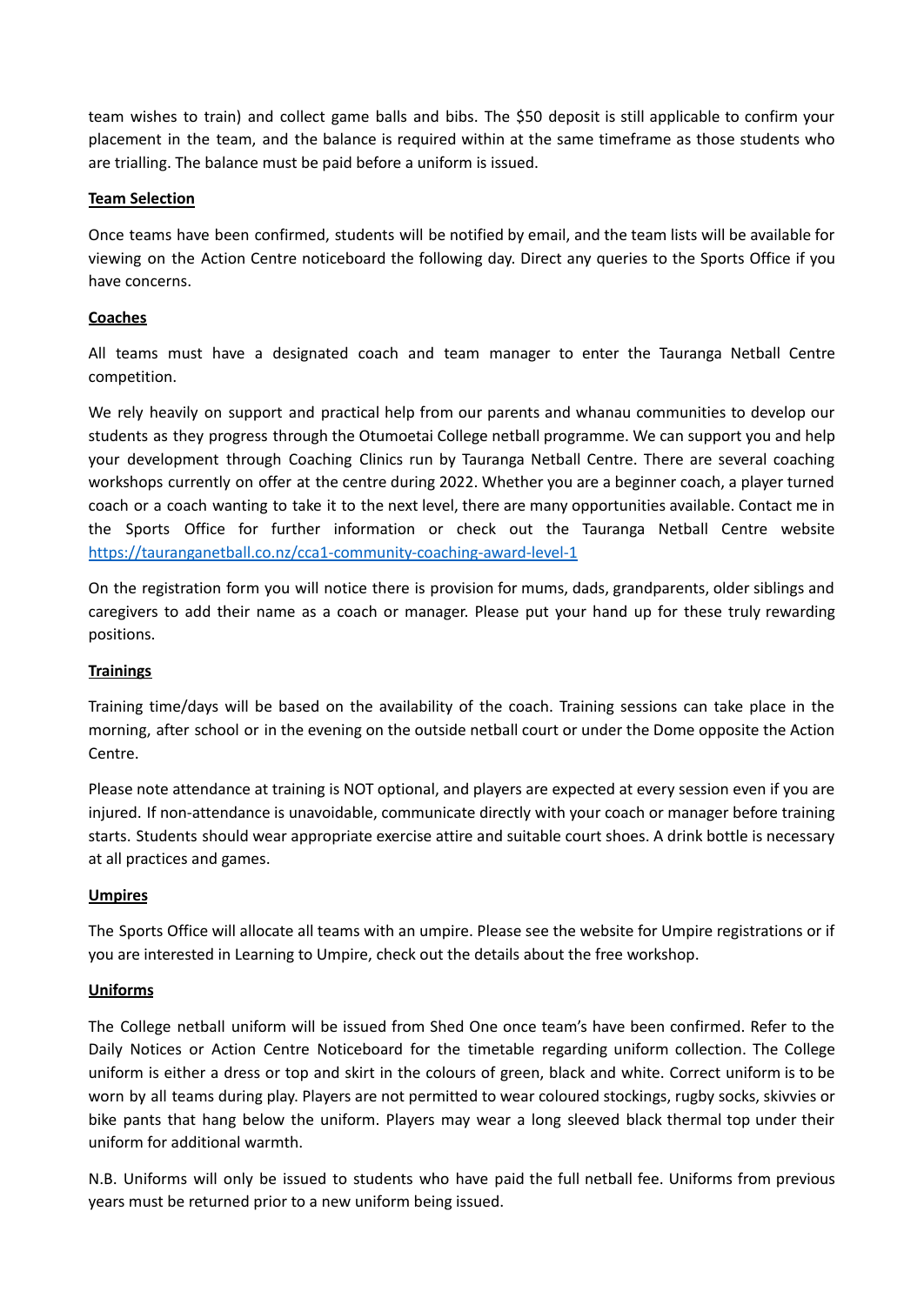team wishes to train) and collect game balls and bibs. The $50 deposit is still applicable to confirm your placement in the team, and the balance is required within at the same timeframe as those students who are trialling. The balance must be paid before a uniform is issued.

**Team Selection**

Once teams have been confirmed, students will be notified by email, and the team lists will be available for viewing on the Action Centre noticeboard the following day. Direct any queries to the Sports Office if you have concerns.

**Coaches**

All teams must have a designated coach and team manager to enter the Tauranga Netball Centre competition.

We rely heavily on support and practical help from our parents and whanau communities to develop our students as they progress through the Otumoetai College netball programme. We can support you and help your development through Coaching Clinics run by Tauranga Netball Centre. There are several coaching workshops currently on offer at the centre during 2022. Whether you are a beginner coach, a player turned coach or a coach wanting to take it to the next level, there are many opportunities available. Contact me in the Sports Office for further information or check out the Tauranga Netball Centre website https://tauranganetball.co.nz/cca1-community-coaching-award-level-1

On the registration form you will notice there is provision for mums, dads, grandparents, older siblings and caregivers to add their name as a coach or manager. Please put your hand up for these truly rewarding positions.

**Trainings**

Training time/days will be based on the availability of the coach. Training sessions can take place in the morning, after school or in the evening on the outside netball court or under the Dome opposite the Action Centre.

Please note attendance at training is NOT optional, and players are expected at every session even if you are injured. If non-attendance is unavoidable, communicate directly with your coach or manager before training starts. Students should wear appropriate exercise attire and suitable court shoes. A drink bottle is necessary at all practices and games.

**Umpires**

The Sports Office will allocate all teams with an umpire. Please see the website for Umpire registrations or if you are interested in Learning to Umpire, check out the details about the free workshop.

**Uniforms**

The College netball uniform will be issued from Shed One once team's have been confirmed. Refer to the Daily Notices or Action Centre Noticeboard for the timetable regarding uniform collection. The College uniform is either a dress or top and skirt in the colours of green, black and white. Correct uniform is to be worn by all teams during play. Players are not permitted to wear coloured stockings, rugby socks, skivvies or bike pants that hang below the uniform. Players may wear a long sleeved black thermal top under their uniform for additional warmth.

N.B. Uniforms will only be issued to students who have paid the full netball fee. Uniforms from previous years must be returned prior to a new uniform being issued.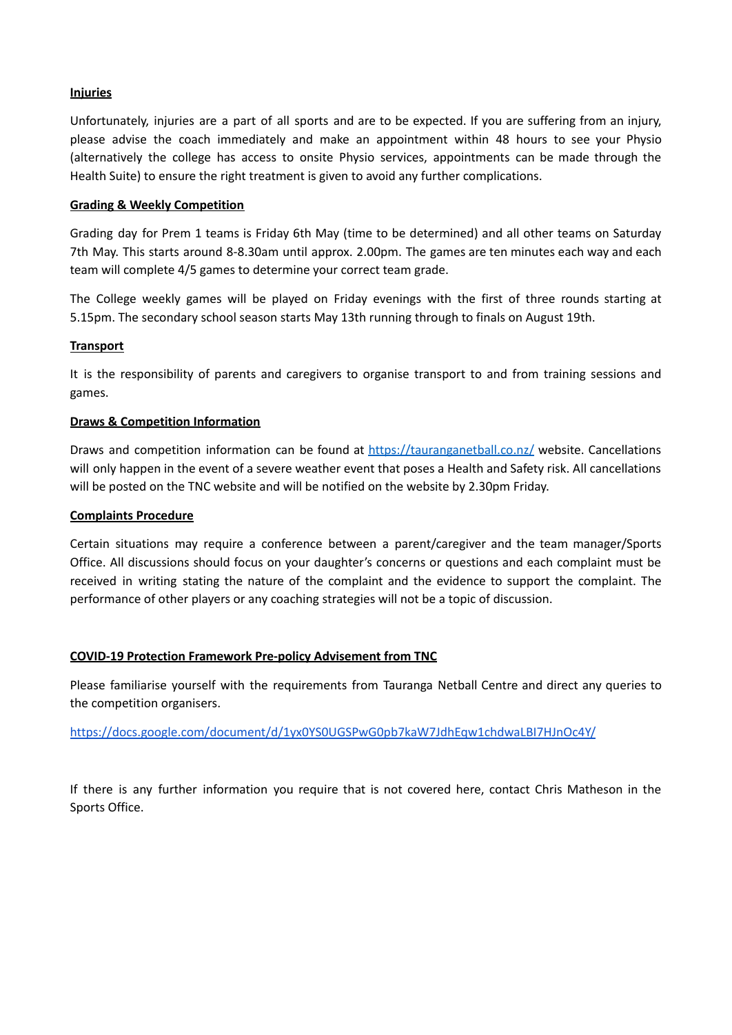**Injuries**

Unfortunately, injuries are a part of all sports and are to be expected. If you are suffering from an injury, please advise the coach immediately and make an appointment within 48 hours to see your Physio (alternatively the college has access to onsite Physio services, appointments can be made through the Health Suite) to ensure the right treatment is given to avoid any further complications.

**Grading & Weekly Competition**

Grading day for Prem 1 teams is Friday 6th May (time to be determined) and all other teams on Saturday 7th May. This starts around 8-8.30am until approx. 2.00pm. The games are ten minutes each way and each team will complete 4/5 games to determine your correct team grade.

The College weekly games will be played on Friday evenings with the first of three rounds starting at 5.15pm. The secondary school season starts May 13th running through to finals on August 19th.

**Transport**

It is the responsibility of parents and caregivers to organise transport to and from training sessions and games.

**Draws & Competition Information**

Draws and competition information can be found at [https://tauranganetball.co.nz/](https://tauranganetball.co.nz/) website. Cancellations will only happen in the event of a severe weather event that poses a Health and Safety risk. All cancellations will be posted on the TNC website and will be notified on the website by 2.30pm Friday.

**Complaints Procedure**

Certain situations may require a conference between a parent/caregiver and the team manager/Sports Office. All discussions should focus on your daughter's concerns or questions and each complaint must be received in writing stating the nature of the complaint and the evidence to support the complaint. The performance of other players or any coaching strategies will not be a topic of discussion.

**COVID-19 Protection Framework Pre-policy Advisement from TNC**

Please familiarise yourself with the requirements from Tauranga Netball Centre and direct any queries to the competition organisers.

[https://docs.google.com/document/d/1yx0YS0UGSPwG0pb7kaW7JdhEqw1chdwaLBI7HJnOc4Y/](https://docs.google.com/document/d/1yx0YS0UGSPwG0pb7kaW7JdhEqw1chdwaLBI7HJnOc4Y/)

If there is any further information you require that is not covered here, contact Chris Matheson in the Sports Office.